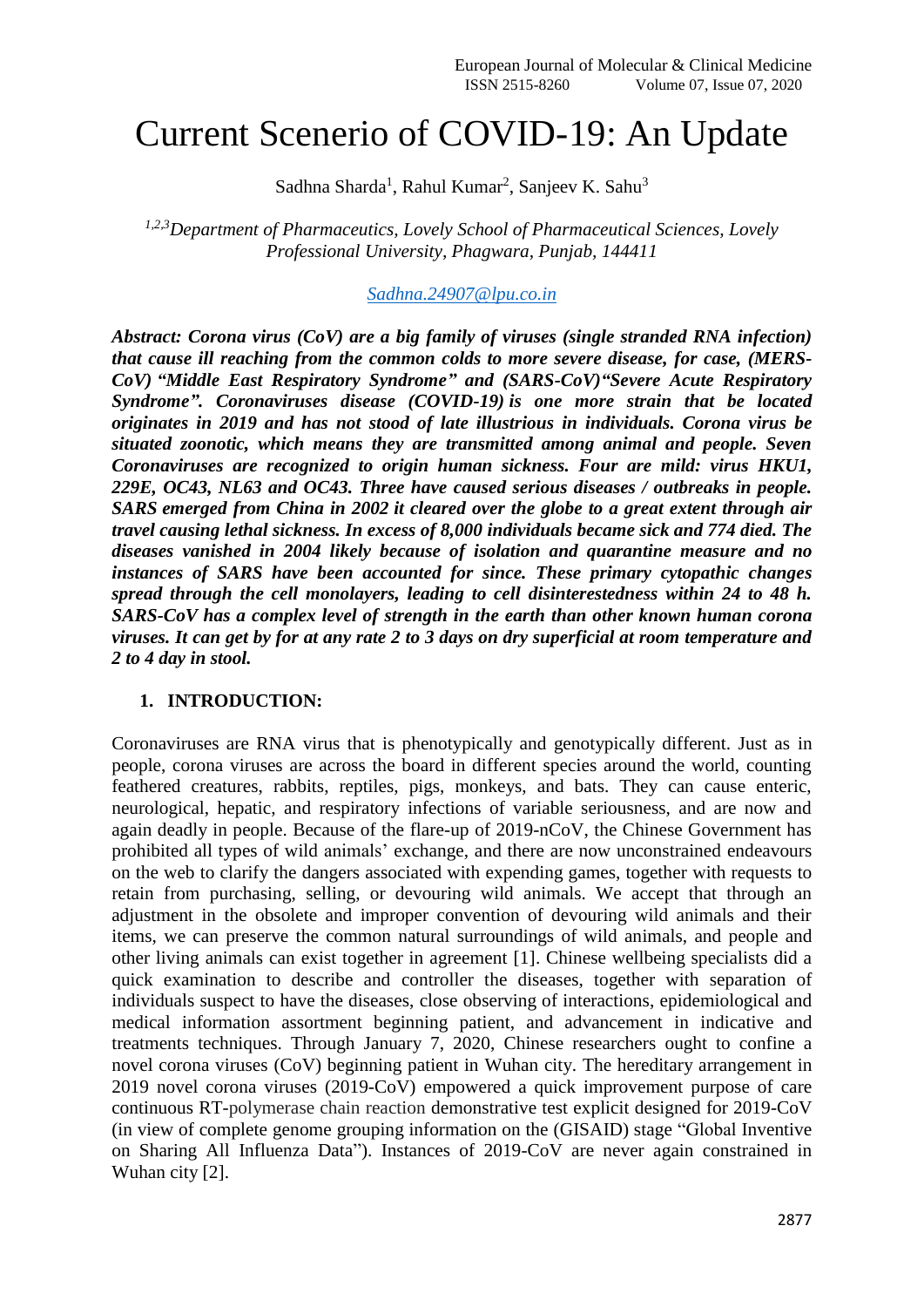# Current Scenerio of COVID-19: An Update

Sadhna Sharda[1], Rahul Kumar[2], Sanjeev K. Sahu[3]

*[1,2,3]Department of Pharmaceutics, Lovely School of Pharmaceutical Sciences, Lovely Professional University, Phagwara, Punjab, 144411*

*Sadhna.24907@lpu.co.in*

***Abstract: Corona virus (CoV) are a big family of viruses (single stranded RNA infection) that cause ill reaching from the common colds to more severe disease, for case, (MERS-CoV) "Middle East Respiratory Syndrome" and (SARS-CoV)"Severe Acute Respiratory Syndrome". Coronaviruses disease (COVID-19) is one more strain that be located originates in 2019 and has not stood of late illustrious in individuals. Corona virus be situated zoonotic, which means they are transmitted among animal and people. Seven Coronaviruses are recognized to origin human sickness. Four are mild: virus HKU1, 229E, OC43, NL63 and OC43. Three have caused serious diseases / outbreaks in people. SARS emerged from China in 2002 it cleared over the globe to a great extent through air travel causing lethal sickness. In excess of 8,000 individuals became sick and 774 died. The diseases vanished in 2004 likely because of isolation and quarantine measure and no instances of SARS have been accounted for since. These primary cytopathic changes spread through the cell monolayers, leading to cell disinterestedness within 24 to 48 h. SARS-CoV has a complex level of strength in the earth than other known human corona viruses. It can get by for at any rate 2 to 3 days on dry superficial at room temperature and 2 to 4 day in stool.***

## 1. INTRODUCTION:

Coronaviruses are RNA virus that is phenotypically and genotypically different. Just as in people, corona viruses are across the board in different species around the world, counting feathered creatures, rabbits, reptiles, pigs, monkeys, and bats. They can cause enteric, neurological, hepatic, and respiratory infections of variable seriousness, and are now and again deadly in people. Because of the flare-up of 2019-nCoV, the Chinese Government has prohibited all types of wild animals' exchange, and there are now unconstrained endeavours on the web to clarify the dangers associated with expending games, together with requests to retain from purchasing, selling, or devouring wild animals. We accept that through an adjustment in the obsolete and improper convention of devouring wild animals and their items, we can preserve the common natural surroundings of wild animals, and people and other living animals can exist together in agreement [1]. Chinese wellbeing specialists did a quick examination to describe and controller the diseases, together with separation of individuals suspect to have the diseases, close observing of interactions, epidemiological and medical information assortment beginning patient, and advancement in indicative and treatments techniques. Through January 7, 2020, Chinese researchers ought to confine a novel corona viruses (CoV) beginning patient in Wuhan city. The hereditary arrangement in 2019 novel corona viruses (2019-CoV) empowered a quick improvement purpose of care continuous RT-polymerase chain reaction demonstrative test explicit designed for 2019-CoV (in view of complete genome grouping information on the (GISAID) stage "Global Inventive on Sharing All Influenza Data"). Instances of 2019-CoV are never again constrained in Wuhan city [2].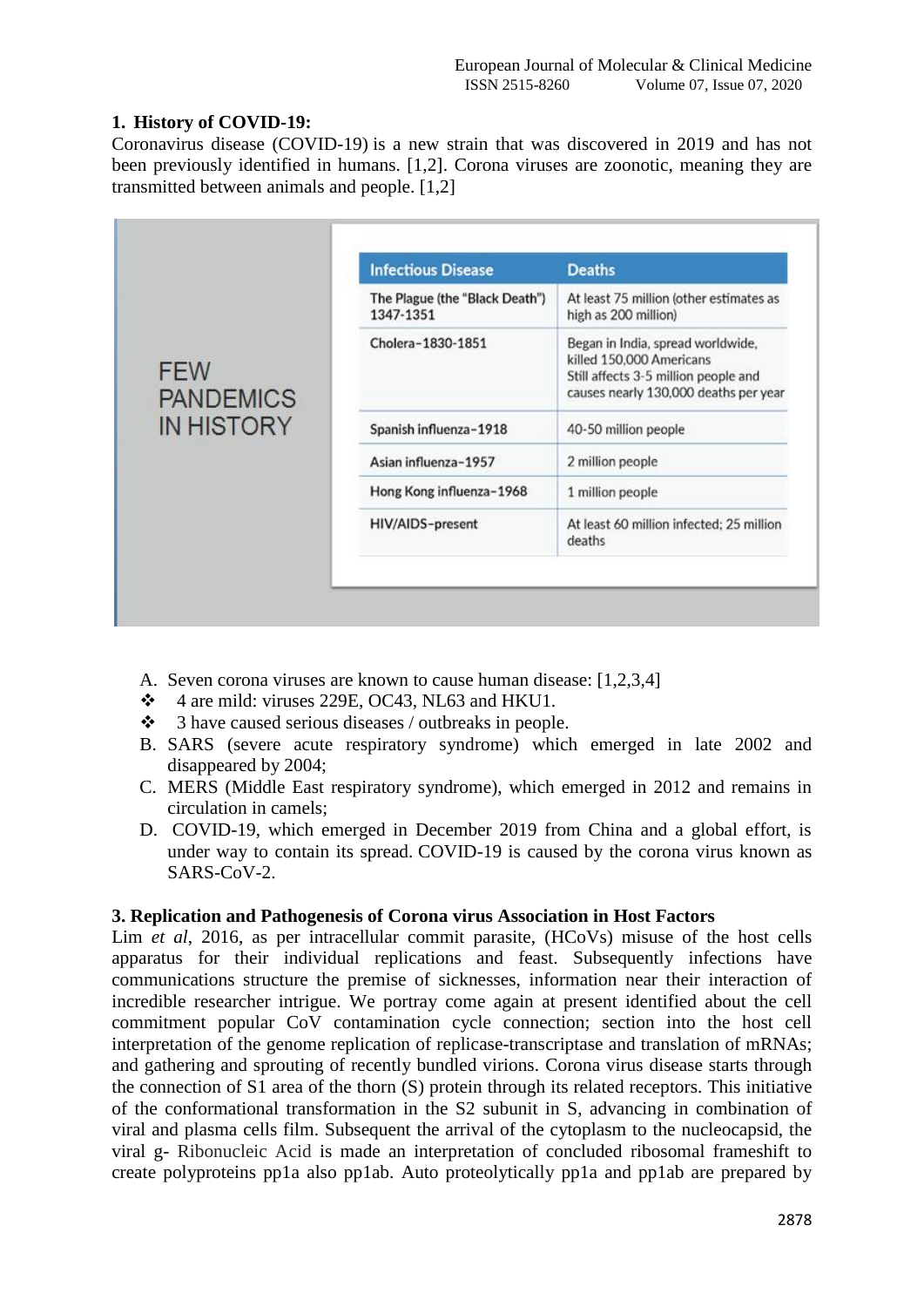## 1. History of COVID-19:

Coronavirus disease (COVID-19) is a new strain that was discovered in 2019 and has not been previously identified in humans. [1,2]. Corona viruses are zoonotic, meaning they are transmitted between animals and people. [1,2]

**FEW PANDEMICS IN HISTORY**

| Infectious Disease | Deaths |
|---|---|
| The Plague (the "Black Death") 1347-1351 | At least 75 million (other estimates as high as 200 million) |
| Cholera-1830-1851 | Began in India, spread worldwide, killed 150,000 Americans Still affects 3-5 million people and causes nearly 130,000 deaths per year |
| Spanish influenza-1918 | 40-50 million people |
| Asian influenza-1957 | 2 million people |
| Hong Kong influenza-1968 | 1 million people |
| HIV/AIDS-present | At least 60 million infected; 25 million deaths |

A. Seven corona viruses are known to cause human disease: [1,2,3,4]
- 4 are mild: viruses 229E, OC43, NL63 and HKU1.
- 3 have caused serious diseases / outbreaks in people.

B. SARS (severe acute respiratory syndrome) which emerged in late 2002 and disappeared by 2004;

C. MERS (Middle East respiratory syndrome), which emerged in 2012 and remains in circulation in camels;

D. COVID-19, which emerged in December 2019 from China and a global effort, is under way to contain its spread. COVID-19 is caused by the corona virus known as SARS-CoV-2.

## 3. Replication and Pathogenesis of Corona virus Association in Host Factors

Lim *et al*, 2016, as per intracellular commit parasite, (HCoVs) misuse of the host cells apparatus for their individual replications and feast. Subsequently infections have communications structure the premise of sicknesses, information near their interaction of incredible researcher intrigue. We portray come again at present identified about the cell commitment popular CoV contamination cycle connection; section into the host cell interpretation of the genome replication of replicase-transcriptase and translation of mRNAs; and gathering and sprouting of recently bundled virions. Corona virus disease starts through the connection of S1 area of the thorn (S) protein through its related receptors. This initiative of the conformational transformation in the S2 subunit in S, advancing in combination of viral and plasma cells film. Subsequent the arrival of the cytoplasm to the nucleocapsid, the viral g- Ribonucleic Acid is made an interpretation of concluded ribosomal frameshift to create polyproteins pp1a also pp1ab. Auto proteolytically pp1a and pp1ab are prepared by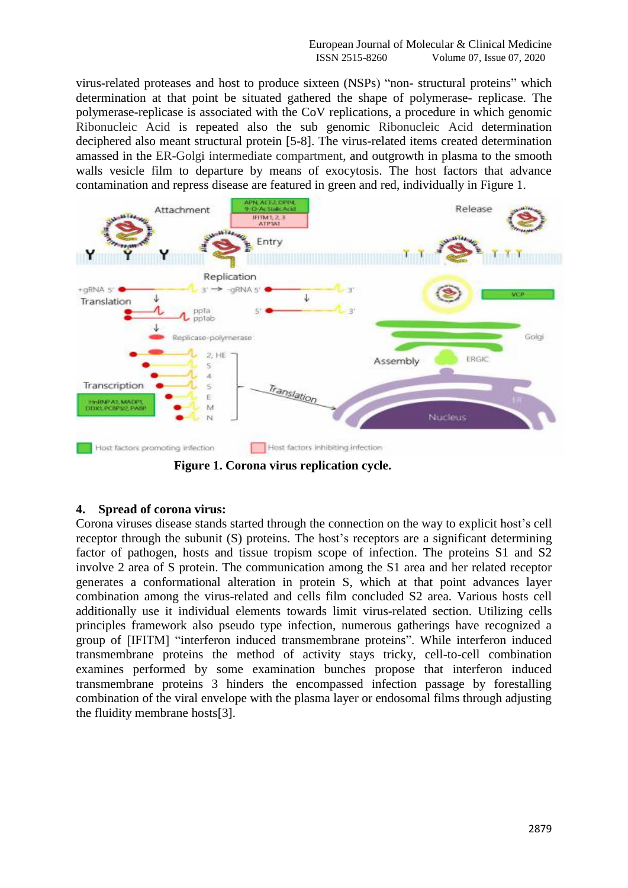virus-related proteases and host to produce sixteen (NSPs) “non- structural proteins” which determination at that point be situated gathered the shape of polymerase- replicase. The polymerase-replicase is associated with the CoV replications, a procedure in which genomic Ribonucleic Acid is repeated also the sub genomic Ribonucleic Acid determination deciphered also meant structural protein [5-8]. The virus-related items created determination amassed in the ER-Golgi intermediate compartment, and outgrowth in plasma to the smooth walls vesicle film to departure by means of exocytosis. The host factors that advance contamination and repress disease are featured in green and red, individually in Figure 1.

**Figure 1. Corona virus replication cycle.**

## 4. Spread of corona virus:

Corona viruses disease stands started through the connection on the way to explicit host’s cell receptor through the subunit (S) proteins. The host’s receptors are a significant determining factor of pathogen, hosts and tissue tropism scope of infection. The proteins S1 and S2 involve 2 area of S protein. The communication among the S1 area and her related receptor generates a conformational alteration in protein S, which at that point advances layer combination among the virus-related and cells film concluded S2 area. Various hosts cell additionally use it individual elements towards limit virus-related section. Utilizing cells principles framework also pseudo type infection, numerous gatherings have recognized a group of [IFITM] “interferon induced transmembrane proteins”. While interferon induced transmembrane proteins the method of activity stays tricky, cell-to-cell combination examines performed by some examination bunches propose that interferon induced transmembrane proteins 3 hinders the encompassed infection passage by forestalling combination of the viral envelope with the plasma layer or endosomal films through adjusting the fluidity membrane hosts[3].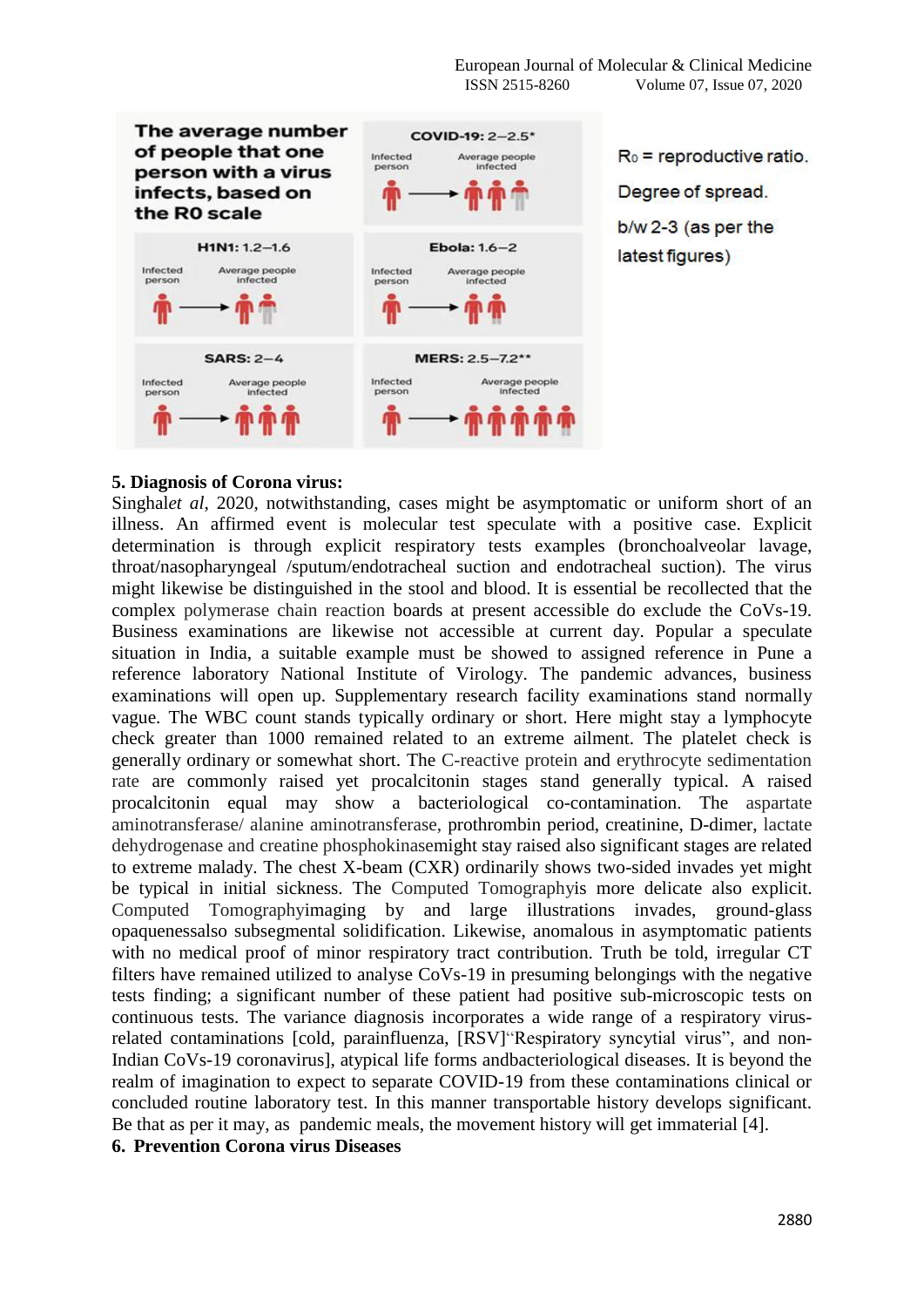The average number of people that one person with a virus infects, based on the R0 scale

| Virus | R0 |
|---|---|
| COVID-19 | 2–2.5* |
| H1N1 | 1.2–1.6 |
| Ebola | 1.6–2 |
| SARS | 2–4 |
| MERS | 2.5–7.2** |

$R_0$ = reproductive ratio.

Degree of spread.

b/w 2-3 (as per the latest figures)

## 5. Diagnosis of Corona virus:

Singhal*et al*, 2020, notwithstanding, cases might be asymptomatic or uniform short of an illness. An affirmed event is molecular test speculate with a positive case. Explicit determination is through explicit respiratory tests examples (bronchoalveolar lavage, throat/nasopharyngeal /sputum/endotracheal suction and endotracheal suction). The virus might likewise be distinguished in the stool and blood. It is essential be recollected that the complex polymerase chain reaction boards at present accessible do exclude the CoVs-19. Business examinations are likewise not accessible at current day. Popular a speculate situation in India, a suitable example must be showed to assigned reference in Pune a reference laboratory National Institute of Virology. The pandemic advances, business examinations will open up. Supplementary research facility examinations stand normally vague. The WBC count stands typically ordinary or short. Here might stay a lymphocyte check greater than 1000 remained related to an extreme ailment. The platelet check is generally ordinary or somewhat short. The C-reactive protein and erythrocyte sedimentation rate are commonly raised yet procalcitonin stages stand generally typical. A raised procalcitonin equal may show a bacteriological co-contamination. The aspartate aminotransferase/ alanine aminotransferase, prothrombin period, creatinine, D-dimer, lactate dehydrogenase and creatine phosphokinasemight stay raised also significant stages are related to extreme malady. The chest X-beam (CXR) ordinarily shows two-sided invades yet might be typical in initial sickness. The Computed Tomographyis more delicate also explicit. Computed Tomographyimaging by and large illustrations invades, ground-glass opaquenessalso subsegmental solidification. Likewise, anomalous in asymptomatic patients with no medical proof of minor respiratory tract contribution. Truth be told, irregular CT filters have remained utilized to analyse CoVs-19 in presuming belongings with the negative tests finding; a significant number of these patient had positive sub-microscopic tests on continuous tests. The variance diagnosis incorporates a wide range of a respiratory virus-related contaminations [cold, parainfluenza, [RSV]"Respiratory syncytial virus", and non-Indian CoVs-19 coronavirus], atypical life forms andbacteriological diseases. It is beyond the realm of imagination to expect to separate COVID-19 from these contaminations clinical or concluded routine laboratory test. In this manner transportable history develops significant. Be that as per it may, as pandemic meals, the movement history will get immaterial [4].

## 6. Prevention Corona virus Diseases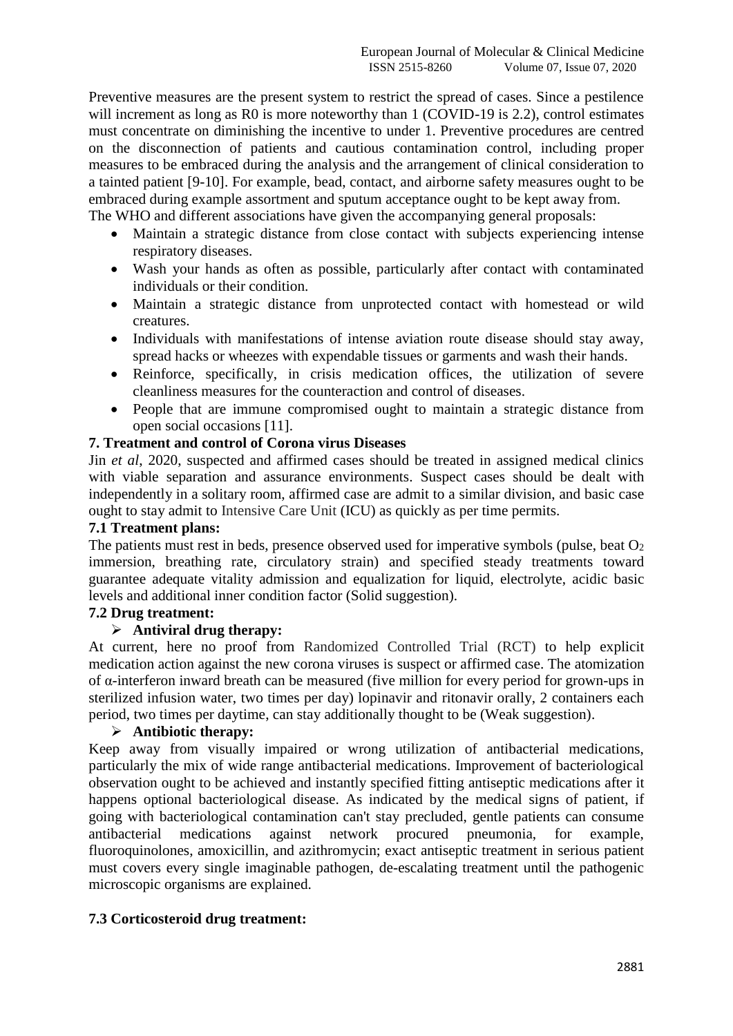Preventive measures are the present system to restrict the spread of cases. Since a pestilence will increment as long as R0 is more noteworthy than 1 (COVID-19 is 2.2), control estimates must concentrate on diminishing the incentive to under 1. Preventive procedures are centred on the disconnection of patients and cautious contamination control, including proper measures to be embraced during the analysis and the arrangement of clinical consideration to a tainted patient [9-10]. For example, bead, contact, and airborne safety measures ought to be embraced during example assortment and sputum acceptance ought to be kept away from.

The WHO and different associations have given the accompanying general proposals:

- Maintain a strategic distance from close contact with subjects experiencing intense respiratory diseases.
- Wash your hands as often as possible, particularly after contact with contaminated individuals or their condition.
- Maintain a strategic distance from unprotected contact with homestead or wild creatures.
- Individuals with manifestations of intense aviation route disease should stay away, spread hacks or wheezes with expendable tissues or garments and wash their hands.
- Reinforce, specifically, in crisis medication offices, the utilization of severe cleanliness measures for the counteraction and control of diseases.
- People that are immune compromised ought to maintain a strategic distance from open social occasions [11].

## 7. Treatment and control of Corona virus Diseases

Jin *et al*, 2020, suspected and affirmed cases should be treated in assigned medical clinics with viable separation and assurance environments. Suspect cases should be dealt with independently in a solitary room, affirmed case are admit to a similar division, and basic case ought to stay admit to Intensive Care Unit (ICU) as quickly as per time permits.

### 7.1 Treatment plans:

The patients must rest in beds, presence observed used for imperative symbols (pulse, beat $O_2$ immersion, breathing rate, circulatory strain) and specified steady treatments toward guarantee adequate vitality admission and equalization for liquid, electrolyte, acidic basic levels and additional inner condition factor (Solid suggestion).

### 7.2 Drug treatment:

- **Antiviral drug therapy:**

At current, here no proof from Randomized Controlled Trial (RCT) to help explicit medication action against the new corona viruses is suspect or affirmed case. The atomization of α-interferon inward breath can be measured (five million for every period for grown-ups in sterilized infusion water, two times per day) lopinavir and ritonavir orally, 2 containers each period, two times per daytime, can stay additionally thought to be (Weak suggestion).

- **Antibiotic therapy:**

Keep away from visually impaired or wrong utilization of antibacterial medications, particularly the mix of wide range antibacterial medications. Improvement of bacteriological observation ought to be achieved and instantly specified fitting antiseptic medications after it happens optional bacteriological disease. As indicated by the medical signs of patient, if going with bacteriological contamination can't stay precluded, gentle patients can consume antibacterial medications against network procured pneumonia, for example, fluoroquinolones, amoxicillin, and azithromycin; exact antiseptic treatment in serious patient must covers every single imaginable pathogen, de-escalating treatment until the pathogenic microscopic organisms are explained.

### 7.3 Corticosteroid drug treatment: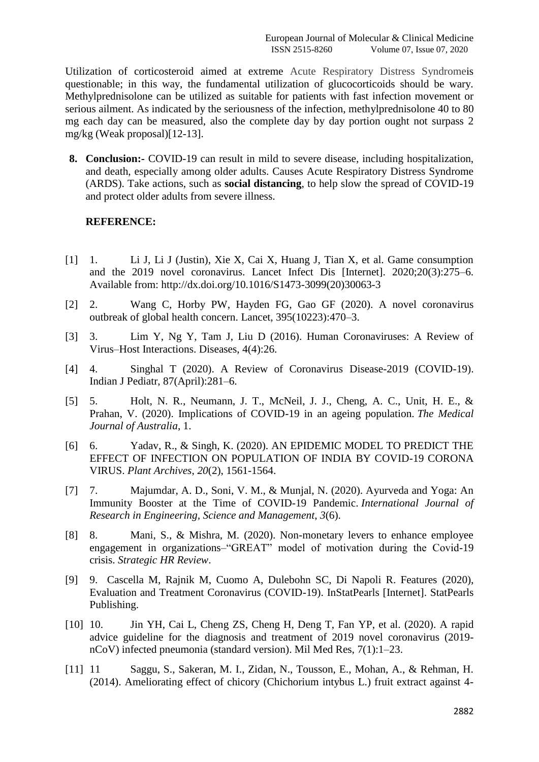Utilization of corticosteroid aimed at extreme Acute Respiratory Distress Syndromeis questionable; in this way, the fundamental utilization of glucocorticoids should be wary. Methylprednisolone can be utilized as suitable for patients with fast infection movement or serious ailment. As indicated by the seriousness of the infection, methylprednisolone 40 to 80 mg each day can be measured, also the complete day by day portion ought not surpass 2 mg/kg (Weak proposal)[12-13].

**8. Conclusion:-** COVID-19 can result in mild to severe disease, including hospitalization, and death, especially among older adults. Causes Acute Respiratory Distress Syndrome (ARDS). Take actions, such as **social distancing**, to help slow the spread of COVID-19 and protect older adults from severe illness.

## REFERENCE:

[1] 1. Li J, Li J (Justin), Xie X, Cai X, Huang J, Tian X, et al. Game consumption and the 2019 novel coronavirus. Lancet Infect Dis [Internet]. 2020;20(3):275–6. Available from: http://dx.doi.org/10.1016/S1473-3099(20)30063-3

[2] 2. Wang C, Horby PW, Hayden FG, Gao GF (2020). A novel coronavirus outbreak of global health concern. Lancet, 395(10223):470–3.

[3] 3. Lim Y, Ng Y, Tam J, Liu D (2016). Human Coronaviruses: A Review of Virus–Host Interactions. Diseases, 4(4):26.

[4] 4. Singhal T (2020). A Review of Coronavirus Disease-2019 (COVID-19). Indian J Pediatr, 87(April):281–6.

[5] 5. Holt, N. R., Neumann, J. T., McNeil, J. J., Cheng, A. C., Unit, H. E., & Prahan, V. (2020). Implications of COVID-19 in an ageing population. *The Medical Journal of Australia*, 1.

[6] 6. Yadav, R., & Singh, K. (2020). AN EPIDEMIC MODEL TO PREDICT THE EFFECT OF INFECTION ON POPULATION OF INDIA BY COVID-19 CORONA VIRUS. *Plant Archives*, *20*(2), 1561-1564.

[7] 7. Majumdar, A. D., Soni, V. M., & Munjal, N. (2020). Ayurveda and Yoga: An Immunity Booster at the Time of COVID-19 Pandemic. *International Journal of Research in Engineering, Science and Management*, *3*(6).

[8] 8. Mani, S., & Mishra, M. (2020). Non-monetary levers to enhance employee engagement in organizations–"GREAT" model of motivation during the Covid-19 crisis. *Strategic HR Review*.

[9] 9. Cascella M, Rajnik M, Cuomo A, Dulebohn SC, Di Napoli R. Features (2020), Evaluation and Treatment Coronavirus (COVID-19). InStatPearls [Internet]. StatPearls Publishing.

[10] 10. Jin YH, Cai L, Cheng ZS, Cheng H, Deng T, Fan YP, et al. (2020). A rapid advice guideline for the diagnosis and treatment of 2019 novel coronavirus (2019-nCoV) infected pneumonia (standard version). Mil Med Res, 7(1):1–23.

[11] 11 Saggu, S., Sakeran, M. I., Zidan, N., Tousson, E., Mohan, A., & Rehman, H. (2014). Ameliorating effect of chicory (Chichorium intybus L.) fruit extract against 4-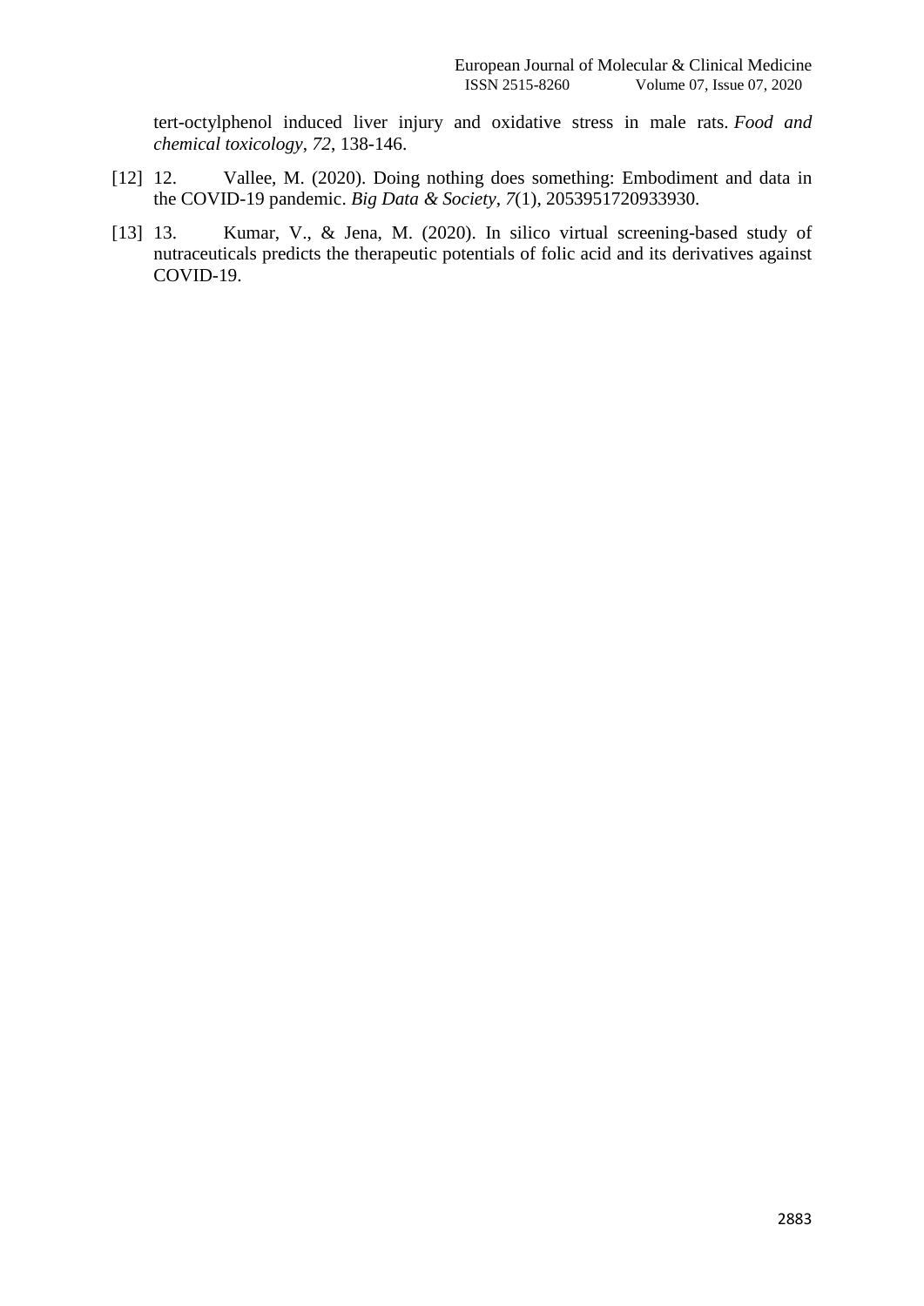tert-octylphenol induced liver injury and oxidative stress in male rats. *Food and chemical toxicology*, *72*, 138-146.

[12] 12. Vallee, M. (2020). Doing nothing does something: Embodiment and data in the COVID-19 pandemic. *Big Data & Society*, *7*(1), 2053951720933930.

[13] 13. Kumar, V., & Jena, M. (2020). In silico virtual screening-based study of nutraceuticals predicts the therapeutic potentials of folic acid and its derivatives against COVID-19.